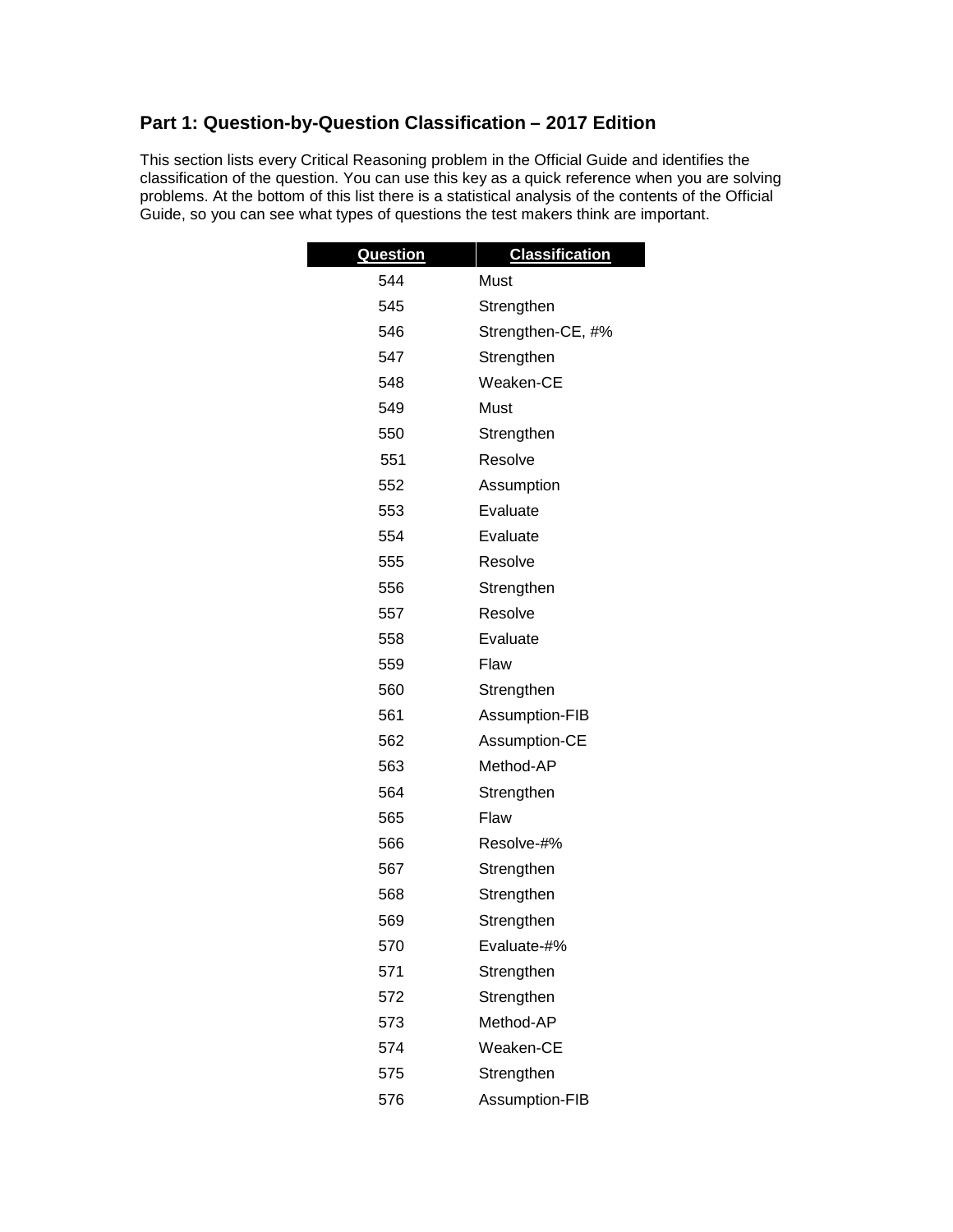## Part 1: Question-by-Question Classification – 2017 Edition

This section lists every Critical Reasoning problem in the Official Guide and identifies the classification of the question. You can use this key as a quick reference when you are solving problems. At the bottom of this list there is a statistical analysis of the contents of the Official Guide, so you can see what types of questions the test makers think are important.

| Question | Classification |
|---|---|
| 544 | Must |
| 545 | Strengthen |
| 546 | Strengthen-CE, #% |
| 547 | Strengthen |
| 548 | Weaken-CE |
| 549 | Must |
| 550 | Strengthen |
| 551 | Resolve |
| 552 | Assumption |
| 553 | Evaluate |
| 554 | Evaluate |
| 555 | Resolve |
| 556 | Strengthen |
| 557 | Resolve |
| 558 | Evaluate |
| 559 | Flaw |
| 560 | Strengthen |
| 561 | Assumption-FIB |
| 562 | Assumption-CE |
| 563 | Method-AP |
| 564 | Strengthen |
| 565 | Flaw |
| 566 | Resolve-#% |
| 567 | Strengthen |
| 568 | Strengthen |
| 569 | Strengthen |
| 570 | Evaluate-#% |
| 571 | Strengthen |
| 572 | Strengthen |
| 573 | Method-AP |
| 574 | Weaken-CE |
| 575 | Strengthen |
| 576 | Assumption-FIB |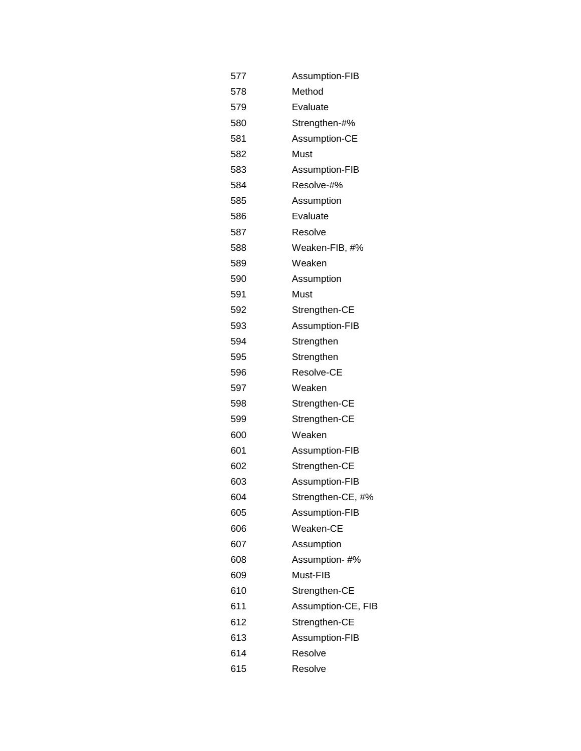| | |
|---|---|
| 577 | Assumption-FIB |
| 578 | Method |
| 579 | Evaluate |
| 580 | Strengthen-#% |
| 581 | Assumption-CE |
| 582 | Must |
| 583 | Assumption-FIB |
| 584 | Resolve-#% |
| 585 | Assumption |
| 586 | Evaluate |
| 587 | Resolve |
| 588 | Weaken-FIB, #% |
| 589 | Weaken |
| 590 | Assumption |
| 591 | Must |
| 592 | Strengthen-CE |
| 593 | Assumption-FIB |
| 594 | Strengthen |
| 595 | Strengthen |
| 596 | Resolve-CE |
| 597 | Weaken |
| 598 | Strengthen-CE |
| 599 | Strengthen-CE |
| 600 | Weaken |
| 601 | Assumption-FIB |
| 602 | Strengthen-CE |
| 603 | Assumption-FIB |
| 604 | Strengthen-CE, #% |
| 605 | Assumption-FIB |
| 606 | Weaken-CE |
| 607 | Assumption |
| 608 | Assumption- #% |
| 609 | Must-FIB |
| 610 | Strengthen-CE |
| 611 | Assumption-CE, FIB |
| 612 | Strengthen-CE |
| 613 | Assumption-FIB |
| 614 | Resolve |
| 615 | Resolve |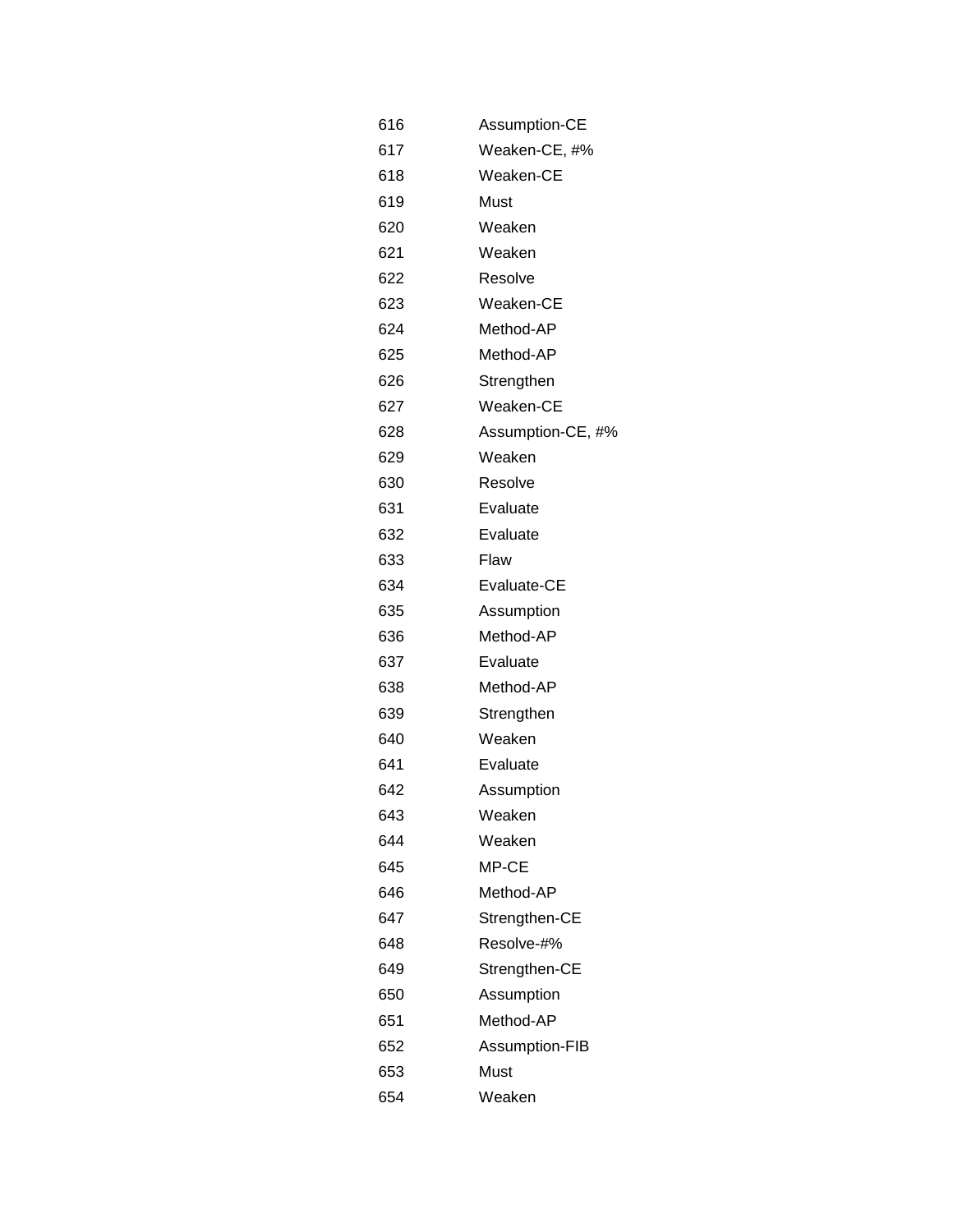| | |
|---|---|
| 616 | Assumption-CE |
| 617 | Weaken-CE, #% |
| 618 | Weaken-CE |
| 619 | Must |
| 620 | Weaken |
| 621 | Weaken |
| 622 | Resolve |
| 623 | Weaken-CE |
| 624 | Method-AP |
| 625 | Method-AP |
| 626 | Strengthen |
| 627 | Weaken-CE |
| 628 | Assumption-CE, #% |
| 629 | Weaken |
| 630 | Resolve |
| 631 | Evaluate |
| 632 | Evaluate |
| 633 | Flaw |
| 634 | Evaluate-CE |
| 635 | Assumption |
| 636 | Method-AP |
| 637 | Evaluate |
| 638 | Method-AP |
| 639 | Strengthen |
| 640 | Weaken |
| 641 | Evaluate |
| 642 | Assumption |
| 643 | Weaken |
| 644 | Weaken |
| 645 | MP-CE |
| 646 | Method-AP |
| 647 | Strengthen-CE |
| 648 | Resolve-#% |
| 649 | Strengthen-CE |
| 650 | Assumption |
| 651 | Method-AP |
| 652 | Assumption-FIB |
| 653 | Must |
| 654 | Weaken |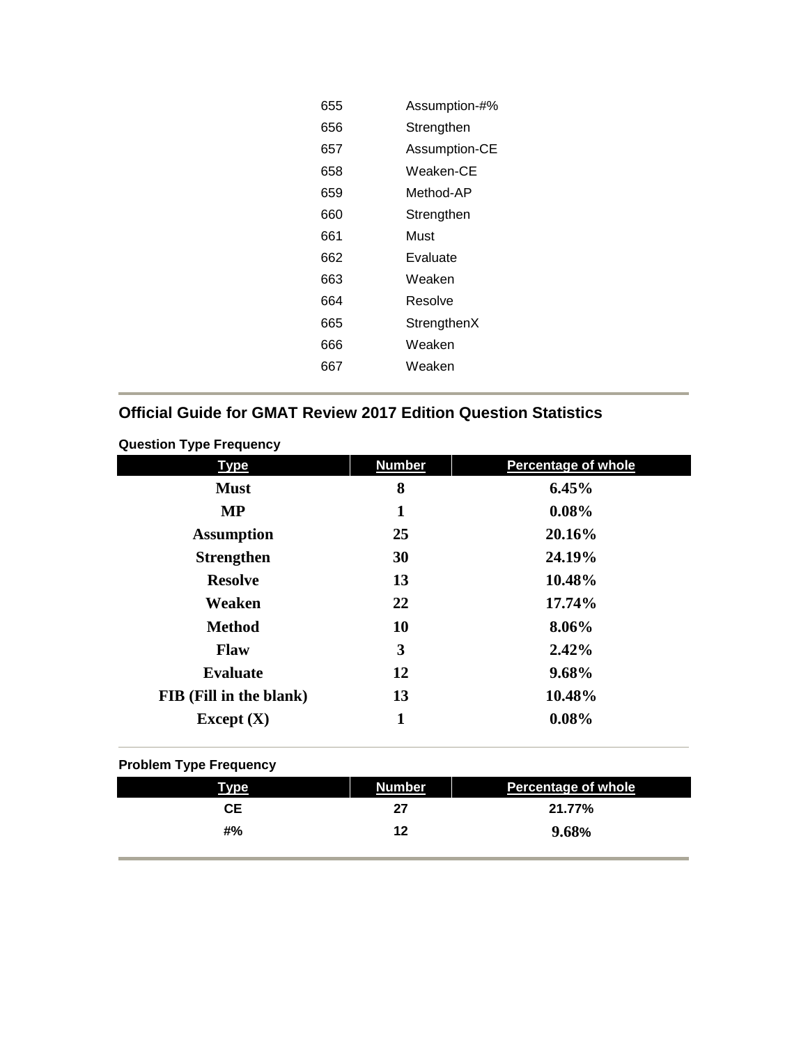| | |
|---|---|
| 655 | Assumption-#% |
| 656 | Strengthen |
| 657 | Assumption-CE |
| 658 | Weaken-CE |
| 659 | Method-AP |
| 660 | Strengthen |
| 661 | Must |
| 662 | Evaluate |
| 663 | Weaken |
| 664 | Resolve |
| 665 | StrengthenX |
| 666 | Weaken |
| 667 | Weaken |

## Official Guide for GMAT Review 2017 Edition Question Statistics

**Question Type Frequency**

| Type | Number | Percentage of whole |
|---|---|---|
| **Must** | **8** | **6.45%** |
| **MP** | **1** | **0.08%** |
| **Assumption** | **25** | **20.16%** |
| **Strengthen** | **30** | **24.19%** |
| **Resolve** | **13** | **10.48%** |
| **Weaken** | **22** | **17.74%** |
| **Method** | **10** | **8.06%** |
| **Flaw** | **3** | **2.42%** |
| **Evaluate** | **12** | **9.68%** |
| **FIB (Fill in the blank)** | **13** | **10.48%** |
| **Except (X)** | **1** | **0.08%** |

**Problem Type Frequency**

| Type | Number | Percentage of whole |
|---|---|---|
| **CE** | **27** | **21.77%** |
| **#%** | **12** | **9.68%** |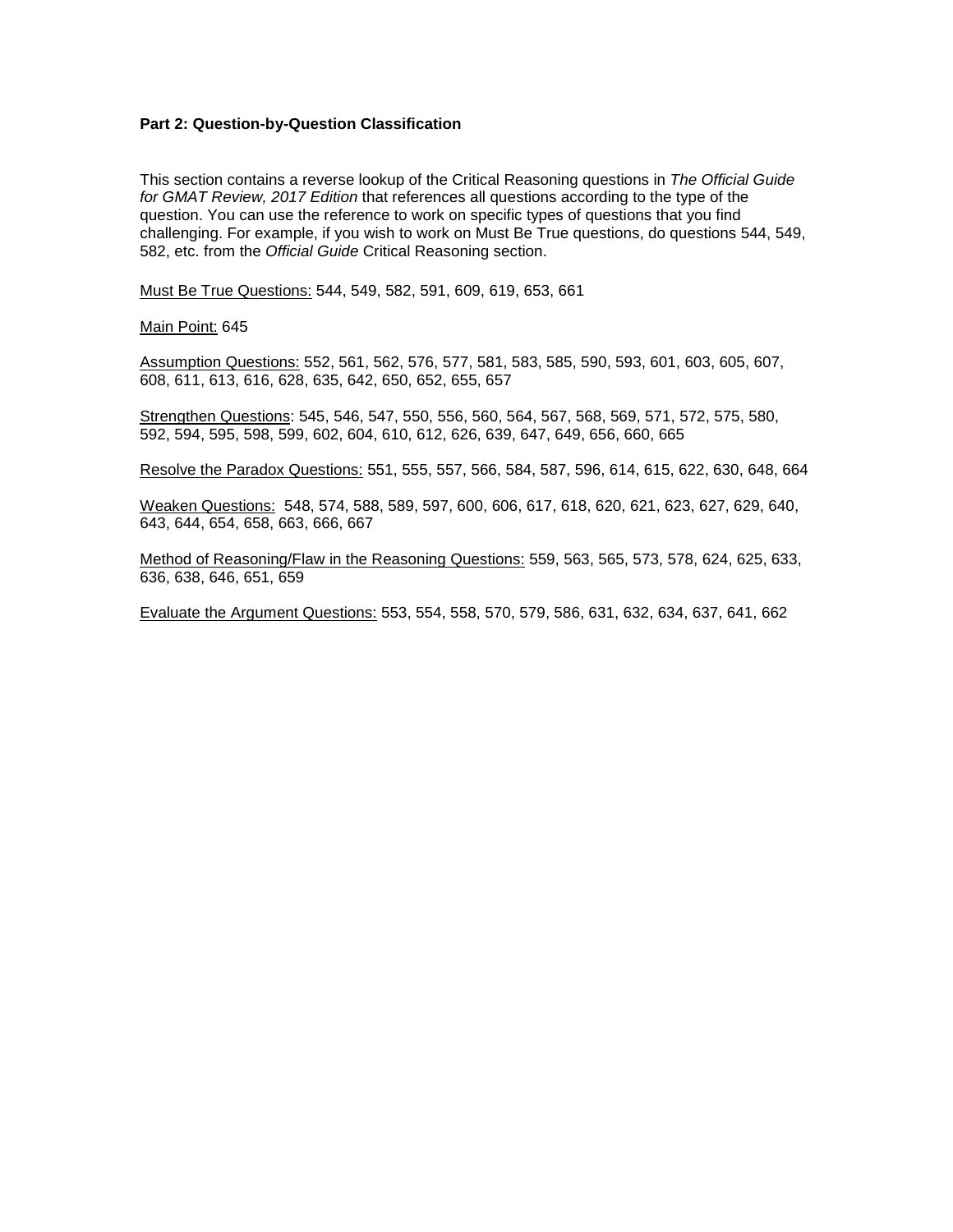**Part 2: Question-by-Question Classification**

This section contains a reverse lookup of the Critical Reasoning questions in *The Official Guide for GMAT Review, 2017 Edition* that references all questions according to the type of the question. You can use the reference to work on specific types of questions that you find challenging. For example, if you wish to work on Must Be True questions, do questions 544, 549, 582, etc. from the *Official Guide* Critical Reasoning section.

<u>Must Be True Questions:</u> 544, 549, 582, 591, 609, 619, 653, 661

<u>Main Point:</u> 645

<u>Assumption Questions:</u> 552, 561, 562, 576, 577, 581, 583, 585, 590, 593, 601, 603, 605, 607, 608, 611, 613, 616, 628, 635, 642, 650, 652, 655, 657

<u>Strengthen Questions</u>: 545, 546, 547, 550, 556, 560, 564, 567, 568, 569, 571, 572, 575, 580, 592, 594, 595, 598, 599, 602, 604, 610, 612, 626, 639, 647, 649, 656, 660, 665

<u>Resolve the Paradox Questions:</u> 551, 555, 557, 566, 584, 587, 596, 614, 615, 622, 630, 648, 664

<u>Weaken Questions:</u> 548, 574, 588, 589, 597, 600, 606, 617, 618, 620, 621, 623, 627, 629, 640, 643, 644, 654, 658, 663, 666, 667

<u>Method of Reasoning/Flaw in the Reasoning Questions:</u> 559, 563, 565, 573, 578, 624, 625, 633, 636, 638, 646, 651, 659

<u>Evaluate the Argument Questions:</u> 553, 554, 558, 570, 579, 586, 631, 632, 634, 637, 641, 662